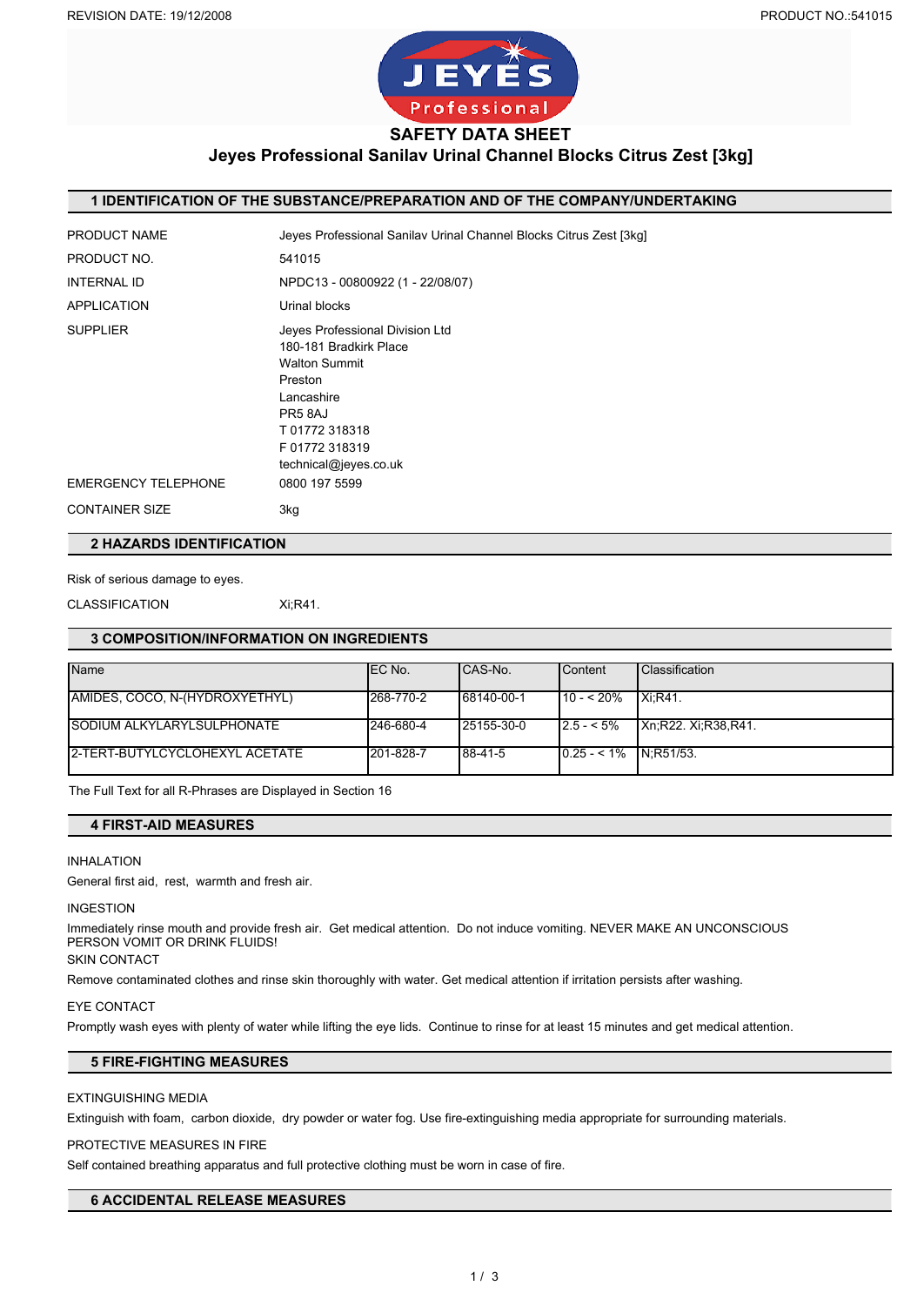# SAFETY DATA SHEET

## Jeyes Professional Sanilav Urinal Channel Blocks Citrus Zest [3kg]

## 1 IDENTIFICATION OF THE SUBSTANCE/PREPARATION AND OF THE COMPANY/UNDERTAKING

| | |
|---|---|
| PRODUCT NAME | Jeyes Professional Sanilav Urinal Channel Blocks Citrus Zest [3kg] |
| PRODUCT NO. | 541015 |
| INTERNAL ID | NPDC13 - 00800922 (1 - 22/08/07) |
| APPLICATION | Urinal blocks |
| SUPPLIER | Jeyes Professional Division Ltd<br>180-181 Bradkirk Place<br>Walton Summit<br>Preston<br>Lancashire<br>PR5 8AJ<br>T 01772 318318<br>F 01772 318319<br>technical@jeyes.co.uk |
| EMERGENCY TELEPHONE | 0800 197 5599 |
| CONTAINER SIZE | 3kg |

## 2 HAZARDS IDENTIFICATION

Risk of serious damage to eyes.

CLASSIFICATION Xi;R41.

## 3 COMPOSITION/INFORMATION ON INGREDIENTS

| Name | EC No. | CAS-No. | Content | Classification |
|---|---|---|---|---|
| AMIDES, COCO, N-(HYDROXYETHYL) | 268-770-2 | 68140-00-1 | 10 - < 20% | Xi;R41. |
| SODIUM ALKYLARYLSULPHONATE | 246-680-4 | 25155-30-0 | 2.5 - < 5% | Xn;R22. Xi;R38,R41. |
| 2-TERT-BUTYLCYCLOHEXYL ACETATE | 201-828-7 | 88-41-5 | 0.25 - < 1% | N;R51/53. |

The Full Text for all R-Phrases are Displayed in Section 16

## 4 FIRST-AID MEASURES

INHALATION

General first aid, rest, warmth and fresh air.

INGESTION

Immediately rinse mouth and provide fresh air. Get medical attention. Do not induce vomiting. NEVER MAKE AN UNCONSCIOUS PERSON VOMIT OR DRINK FLUIDS!

SKIN CONTACT

Remove contaminated clothes and rinse skin thoroughly with water. Get medical attention if irritation persists after washing.

EYE CONTACT

Promptly wash eyes with plenty of water while lifting the eye lids. Continue to rinse for at least 15 minutes and get medical attention.

## 5 FIRE-FIGHTING MEASURES

EXTINGUISHING MEDIA

Extinguish with foam, carbon dioxide, dry powder or water fog. Use fire-extinguishing media appropriate for surrounding materials.

PROTECTIVE MEASURES IN FIRE

Self contained breathing apparatus and full protective clothing must be worn in case of fire.

## 6 ACCIDENTAL RELEASE MEASURES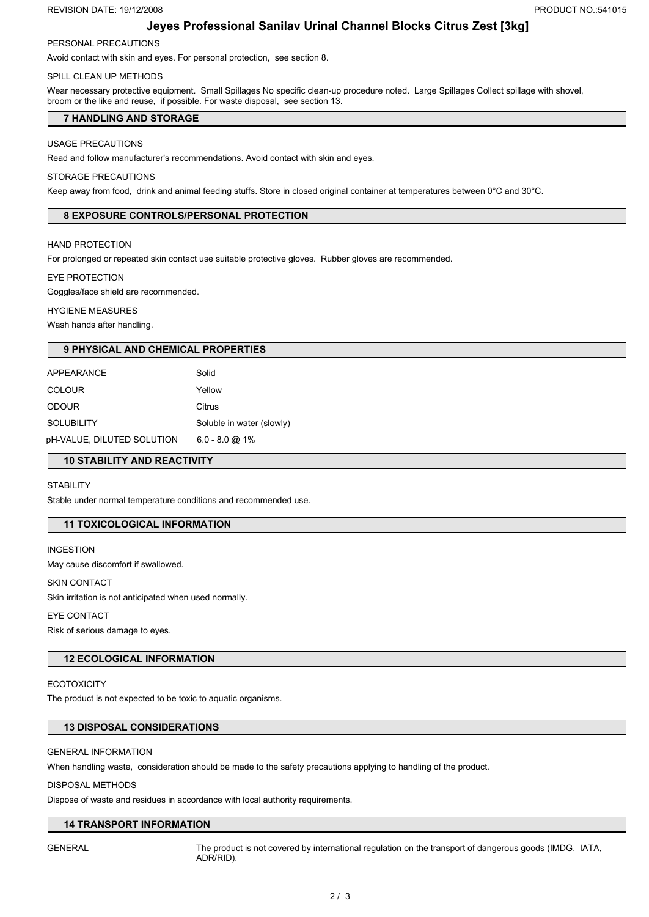PERSONAL PRECAUTIONS

Avoid contact with skin and eyes. For personal protection, see section 8.

SPILL CLEAN UP METHODS

Wear necessary protective equipment. Small Spillages No specific clean-up procedure noted. Large Spillages Collect spillage with shovel, broom or the like and reuse, if possible. For waste disposal, see section 13.

## 7 HANDLING AND STORAGE

USAGE PRECAUTIONS

Read and follow manufacturer's recommendations. Avoid contact with skin and eyes.

STORAGE PRECAUTIONS

Keep away from food, drink and animal feeding stuffs. Store in closed original container at temperatures between 0°C and 30°C.

## 8 EXPOSURE CONTROLS/PERSONAL PROTECTION

HAND PROTECTION

For prolonged or repeated skin contact use suitable protective gloves. Rubber gloves are recommended.

EYE PROTECTION

Goggles/face shield are recommended.

HYGIENE MEASURES

Wash hands after handling.

## 9 PHYSICAL AND CHEMICAL PROPERTIES

| | |
|---|---|
| APPEARANCE | Solid |
| COLOUR | Yellow |
| ODOUR | Citrus |
| SOLUBILITY | Soluble in water (slowly) |
| pH-VALUE, DILUTED SOLUTION | 6.0 - 8.0 @ 1% |

## 10 STABILITY AND REACTIVITY

STABILITY

Stable under normal temperature conditions and recommended use.

## 11 TOXICOLOGICAL INFORMATION

INGESTION

May cause discomfort if swallowed.

SKIN CONTACT

Skin irritation is not anticipated when used normally.

EYE CONTACT

Risk of serious damage to eyes.

## 12 ECOLOGICAL INFORMATION

ECOTOXICITY

The product is not expected to be toxic to aquatic organisms.

## 13 DISPOSAL CONSIDERATIONS

GENERAL INFORMATION

When handling waste, consideration should be made to the safety precautions applying to handling of the product.

DISPOSAL METHODS

Dispose of waste and residues in accordance with local authority requirements.

## 14 TRANSPORT INFORMATION

GENERAL

The product is not covered by international regulation on the transport of dangerous goods (IMDG, IATA, ADR/RID).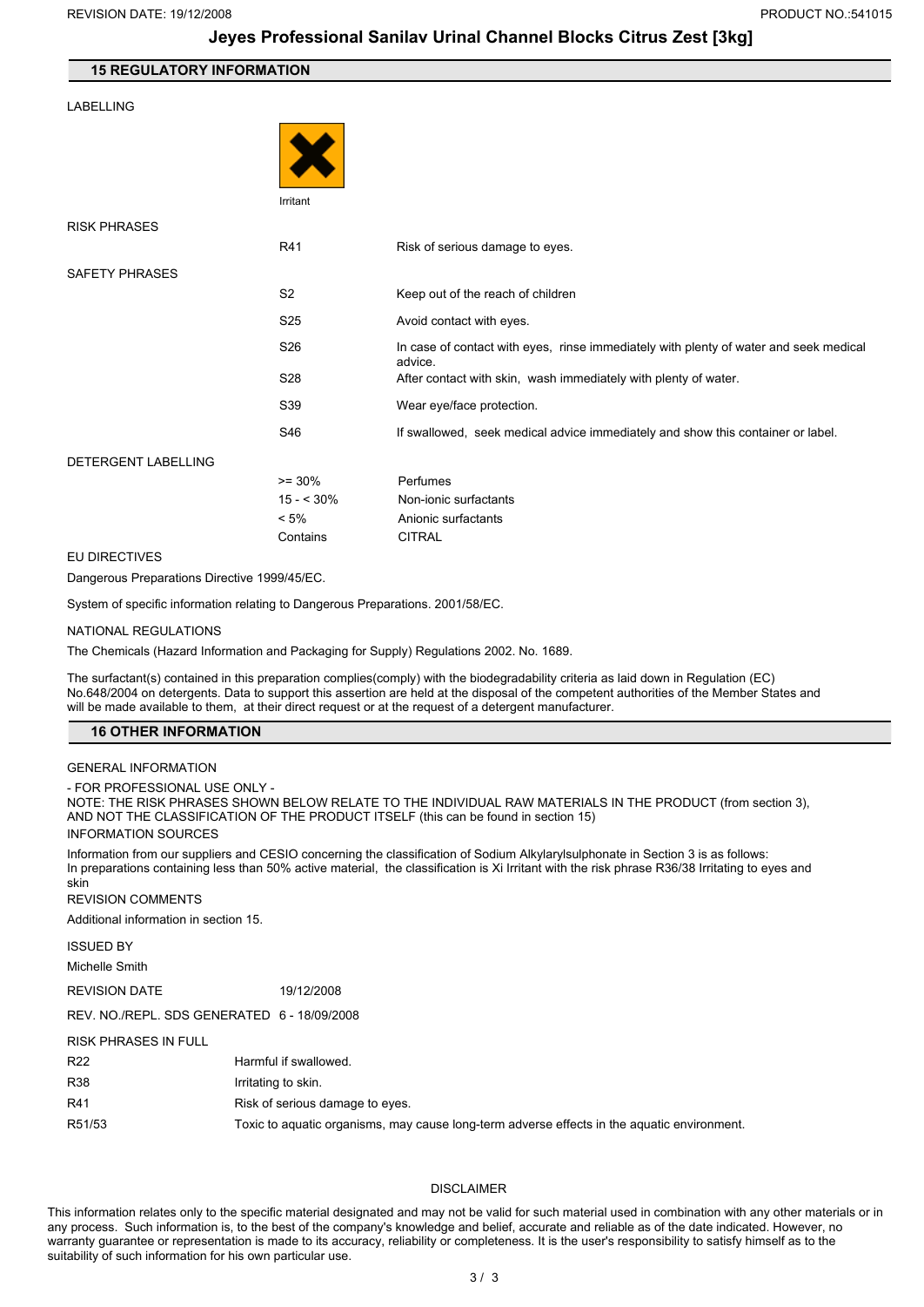## 15 REGULATORY INFORMATION

LABELLING

Irritant

RISK PHRASES

| | | |
|---|---|---|
| | R41 | Risk of serious damage to eyes. |

SAFETY PHRASES

| | | |
|---|---|---|
| | S2 | Keep out of the reach of children |
| | S25 | Avoid contact with eyes. |
| | S26 | In case of contact with eyes, rinse immediately with plenty of water and seek medical advice. |
| | S28 | After contact with skin, wash immediately with plenty of water. |
| | S39 | Wear eye/face protection. |
| | S46 | If swallowed, seek medical advice immediately and show this container or label. |

DETERGENT LABELLING

| | | |
|---|---|---|
| | >= 30% | Perfumes |
| | 15 - < 30% | Non-ionic surfactants |
| | < 5% | Anionic surfactants |
| | Contains | CITRAL |

EU DIRECTIVES

Dangerous Preparations Directive 1999/45/EC.

System of specific information relating to Dangerous Preparations. 2001/58/EC.

NATIONAL REGULATIONS

The Chemicals (Hazard Information and Packaging for Supply) Regulations 2002. No. 1689.

The surfactant(s) contained in this preparation complies(comply) with the biodegradability criteria as laid down in Regulation (EC) No.648/2004 on detergents. Data to support this assertion are held at the disposal of the competent authorities of the Member States and will be made available to them, at their direct request or at the request of a detergent manufacturer.

## 16 OTHER INFORMATION

GENERAL INFORMATION

- FOR PROFESSIONAL USE ONLY -

NOTE: THE RISK PHRASES SHOWN BELOW RELATE TO THE INDIVIDUAL RAW MATERIALS IN THE PRODUCT (from section 3), AND NOT THE CLASSIFICATION OF THE PRODUCT ITSELF (this can be found in section 15)

INFORMATION SOURCES

Information from our suppliers and CESIO concerning the classification of Sodium Alkylarylsulphonate in Section 3 is as follows:
In preparations containing less than 50% active material, the classification is Xi Irritant with the risk phrase R36/38 Irritating to eyes and skin

REVISION COMMENTS

Additional information in section 15.

ISSUED BY

Michelle Smith

REVISION DATE 19/12/2008

REV. NO./REPL. SDS GENERATED 6 - 18/09/2008

RISK PHRASES IN FULL

| | |
|---|---|
| R22 | Harmful if swallowed. |
| R38 | Irritating to skin. |
| R41 | Risk of serious damage to eyes. |
| R51/53 | Toxic to aquatic organisms, may cause long-term adverse effects in the aquatic environment. |

DISCLAIMER

This information relates only to the specific material designated and may not be valid for such material used in combination with any other materials or in any process. Such information is, to the best of the company's knowledge and belief, accurate and reliable as of the date indicated. However, no warranty guarantee or representation is made to its accuracy, reliability or completeness. It is the user's responsibility to satisfy himself as to the suitability of such information for his own particular use.